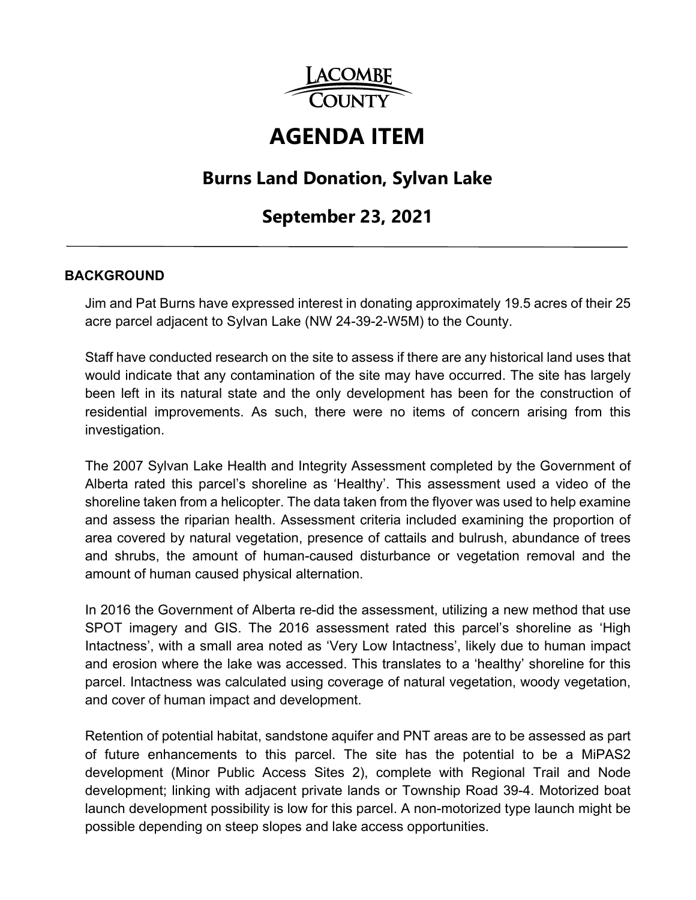LACOMBE COUNTY

# AGENDA ITEM

## Burns Land Donation, Sylvan Lake

## September 23, 2021

---

### BACKGROUND

Jim and Pat Burns have expressed interest in donating approximately 19.5 acres of their 25 acre parcel adjacent to Sylvan Lake (NW 24-39-2-W5M) to the County.

Staff have conducted research on the site to assess if there are any historical land uses that would indicate that any contamination of the site may have occurred. The site has largely been left in its natural state and the only development has been for the construction of residential improvements. As such, there were no items of concern arising from this investigation.

The 2007 Sylvan Lake Health and Integrity Assessment completed by the Government of Alberta rated this parcel's shoreline as 'Healthy'. This assessment used a video of the shoreline taken from a helicopter. The data taken from the flyover was used to help examine and assess the riparian health. Assessment criteria included examining the proportion of area covered by natural vegetation, presence of cattails and bulrush, abundance of trees and shrubs, the amount of human-caused disturbance or vegetation removal and the amount of human caused physical alternation.

In 2016 the Government of Alberta re-did the assessment, utilizing a new method that use SPOT imagery and GIS. The 2016 assessment rated this parcel's shoreline as 'High Intactness', with a small area noted as 'Very Low Intactness', likely due to human impact and erosion where the lake was accessed. This translates to a 'healthy' shoreline for this parcel. Intactness was calculated using coverage of natural vegetation, woody vegetation, and cover of human impact and development.

Retention of potential habitat, sandstone aquifer and PNT areas are to be assessed as part of future enhancements to this parcel. The site has the potential to be a MiPAS2 development (Minor Public Access Sites 2), complete with Regional Trail and Node development; linking with adjacent private lands or Township Road 39-4. Motorized boat launch development possibility is low for this parcel. A non-motorized type launch might be possible depending on steep slopes and lake access opportunities.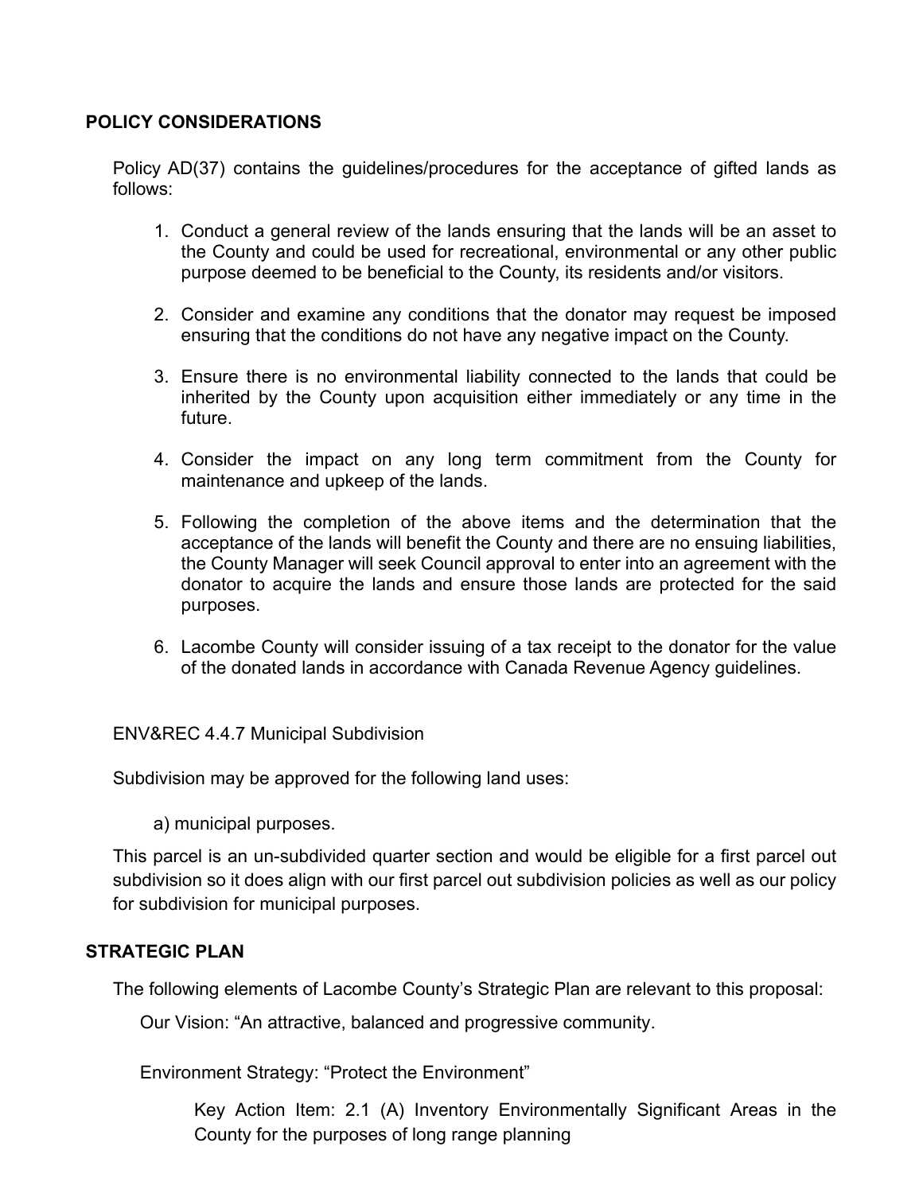## POLICY CONSIDERATIONS

Policy AD(37) contains the guidelines/procedures for the acceptance of gifted lands as follows:

1. Conduct a general review of the lands ensuring that the lands will be an asset to the County and could be used for recreational, environmental or any other public purpose deemed to be beneficial to the County, its residents and/or visitors.

2. Consider and examine any conditions that the donator may request be imposed ensuring that the conditions do not have any negative impact on the County.

3. Ensure there is no environmental liability connected to the lands that could be inherited by the County upon acquisition either immediately or any time in the future.

4. Consider the impact on any long term commitment from the County for maintenance and upkeep of the lands.

5. Following the completion of the above items and the determination that the acceptance of the lands will benefit the County and there are no ensuing liabilities, the County Manager will seek Council approval to enter into an agreement with the donator to acquire the lands and ensure those lands are protected for the said purposes.

6. Lacombe County will consider issuing of a tax receipt to the donator for the value of the donated lands in accordance with Canada Revenue Agency guidelines.

ENV&REC 4.4.7 Municipal Subdivision

Subdivision may be approved for the following land uses:

a) municipal purposes.

This parcel is an un-subdivided quarter section and would be eligible for a first parcel out subdivision so it does align with our first parcel out subdivision policies as well as our policy for subdivision for municipal purposes.

## STRATEGIC PLAN

The following elements of Lacombe County's Strategic Plan are relevant to this proposal:

Our Vision: "An attractive, balanced and progressive community.

Environment Strategy: "Protect the Environment"

Key Action Item: 2.1 (A) Inventory Environmentally Significant Areas in the County for the purposes of long range planning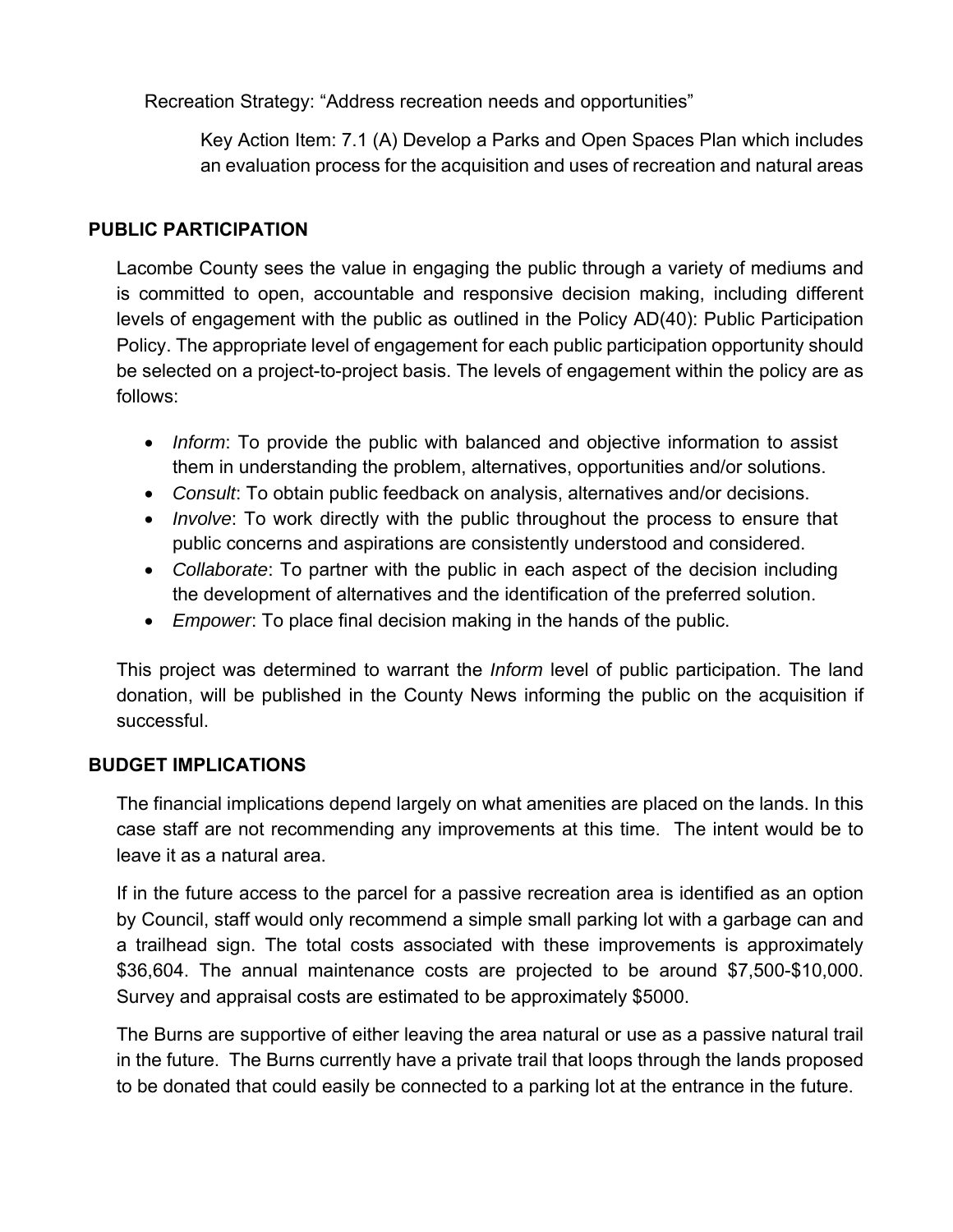Recreation Strategy: “Address recreation needs and opportunities”

Key Action Item: 7.1 (A) Develop a Parks and Open Spaces Plan which includes an evaluation process for the acquisition and uses of recreation and natural areas

**PUBLIC PARTICIPATION**

Lacombe County sees the value in engaging the public through a variety of mediums and is committed to open, accountable and responsive decision making, including different levels of engagement with the public as outlined in the Policy AD(40): Public Participation Policy. The appropriate level of engagement for each public participation opportunity should be selected on a project-to-project basis. The levels of engagement within the policy are as follows:

- *Inform*: To provide the public with balanced and objective information to assist them in understanding the problem, alternatives, opportunities and/or solutions.
- *Consult*: To obtain public feedback on analysis, alternatives and/or decisions.
- *Involve*: To work directly with the public throughout the process to ensure that public concerns and aspirations are consistently understood and considered.
- *Collaborate*: To partner with the public in each aspect of the decision including the development of alternatives and the identification of the preferred solution.
- *Empower*: To place final decision making in the hands of the public.

This project was determined to warrant the *Inform* level of public participation. The land donation, will be published in the County News informing the public on the acquisition if successful.

**BUDGET IMPLICATIONS**

The financial implications depend largely on what amenities are placed on the lands. In this case staff are not recommending any improvements at this time. The intent would be to leave it as a natural area.

If in the future access to the parcel for a passive recreation area is identified as an option by Council, staff would only recommend a simple small parking lot with a garbage can and a trailhead sign. The total costs associated with these improvements is approximately $36,604. The annual maintenance costs are projected to be around $7,500-$10,000. Survey and appraisal costs are estimated to be approximately $5000.

The Burns are supportive of either leaving the area natural or use as a passive natural trail in the future. The Burns currently have a private trail that loops through the lands proposed to be donated that could easily be connected to a parking lot at the entrance in the future.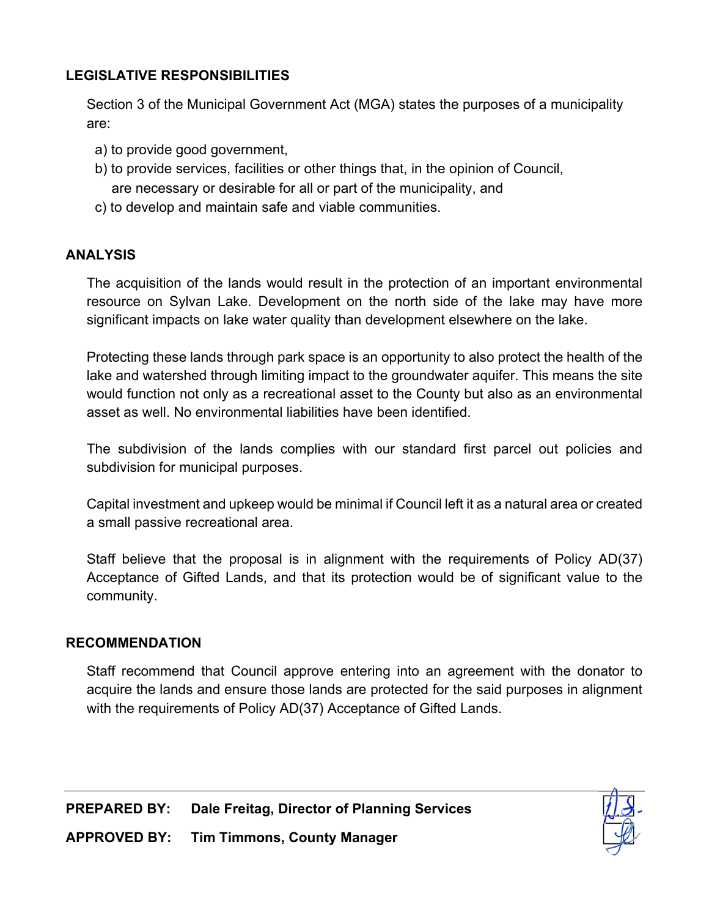## LEGISLATIVE RESPONSIBILITIES

Section 3 of the Municipal Government Act (MGA) states the purposes of a municipality are:

a) to provide good government,
b) to provide services, facilities or other things that, in the opinion of Council, are necessary or desirable for all or part of the municipality, and
c) to develop and maintain safe and viable communities.

## ANALYSIS

The acquisition of the lands would result in the protection of an important environmental resource on Sylvan Lake. Development on the north side of the lake may have more significant impacts on lake water quality than development elsewhere on the lake.

Protecting these lands through park space is an opportunity to also protect the health of the lake and watershed through limiting impact to the groundwater aquifer. This means the site would function not only as a recreational asset to the County but also as an environmental asset as well. No environmental liabilities have been identified.

The subdivision of the lands complies with our standard first parcel out policies and subdivision for municipal purposes.

Capital investment and upkeep would be minimal if Council left it as a natural area or created a small passive recreational area.

Staff believe that the proposal is in alignment with the requirements of Policy AD(37) Acceptance of Gifted Lands, and that its protection would be of significant value to the community.

## RECOMMENDATION

Staff recommend that Council approve entering into an agreement with the donator to acquire the lands and ensure those lands are protected for the said purposes in alignment with the requirements of Policy AD(37) Acceptance of Gifted Lands.

---

**PREPARED BY:** **Dale Freitag, Director of Planning Services**

**APPROVED BY:** **Tim Timmons, County Manager**